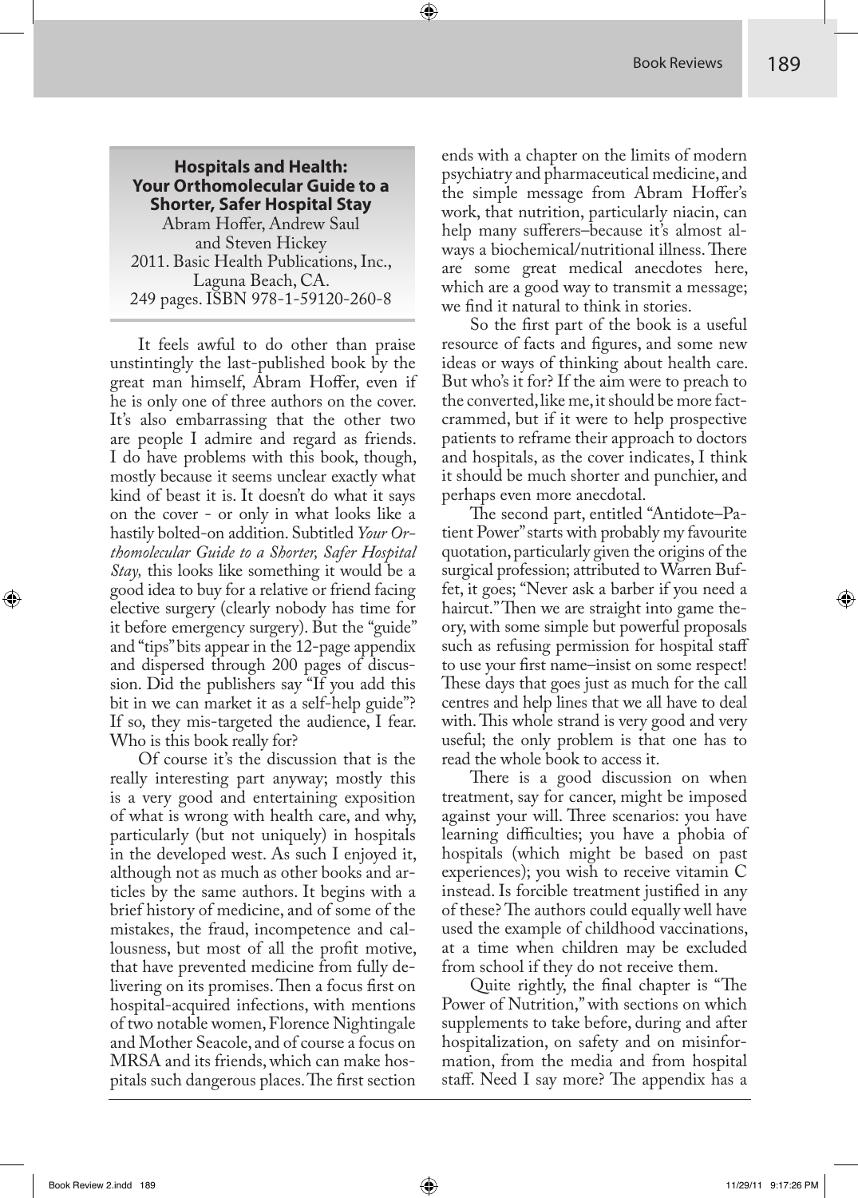**Hospitals and Health: Your Orthomolecular Guide to a Shorter, Safer Hospital Stay**
Abram Hoffer, Andrew Saul and Steven Hickey
2011. Basic Health Publications, Inc., Laguna Beach, CA.
249 pages. ISBN 978-1-59120-260-8

It feels awful to do other than praise unstintingly the last-published book by the great man himself, Abram Hoffer, even if he is only one of three authors on the cover. It's also embarrassing that the other two are people I admire and regard as friends. I do have problems with this book, though, mostly because it seems unclear exactly what kind of beast it is. It doesn't do what it says on the cover - or only in what looks like a hastily bolted-on addition. Subtitled *Your Orthomolecular Guide to a Shorter, Safer Hospital Stay,* this looks like something it would be a good idea to buy for a relative or friend facing elective surgery (clearly nobody has time for it before emergency surgery). But the "guide" and "tips" bits appear in the 12-page appendix and dispersed through 200 pages of discussion. Did the publishers say "If you add this bit in we can market it as a self-help guide"? If so, they mis-targeted the audience, I fear. Who is this book really for?

Of course it's the discussion that is the really interesting part anyway; mostly this is a very good and entertaining exposition of what is wrong with health care, and why, particularly (but not uniquely) in hospitals in the developed west. As such I enjoyed it, although not as much as other books and articles by the same authors. It begins with a brief history of medicine, and of some of the mistakes, the fraud, incompetence and callousness, but most of all the profit motive, that have prevented medicine from fully delivering on its promises. Then a focus first on hospital-acquired infections, with mentions of two notable women, Florence Nightingale and Mother Seacole, and of course a focus on MRSA and its friends, which can make hospitals such dangerous places. The first section ends with a chapter on the limits of modern psychiatry and pharmaceutical medicine, and the simple message from Abram Hoffer's work, that nutrition, particularly niacin, can help many sufferers–because it's almost always a biochemical/nutritional illness. There are some great medical anecdotes here, which are a good way to transmit a message; we find it natural to think in stories.

So the first part of the book is a useful resource of facts and figures, and some new ideas or ways of thinking about health care. But who's it for? If the aim were to preach to the converted, like me, it should be more fact-crammed, but if it were to help prospective patients to reframe their approach to doctors and hospitals, as the cover indicates, I think it should be much shorter and punchier, and perhaps even more anecdotal.

The second part, entitled "Antidote–Patient Power" starts with probably my favourite quotation, particularly given the origins of the surgical profession; attributed to Warren Buffet, it goes; "Never ask a barber if you need a haircut." Then we are straight into game theory, with some simple but powerful proposals such as refusing permission for hospital staff to use your first name–insist on some respect! These days that goes just as much for the call centres and help lines that we all have to deal with. This whole strand is very good and very useful; the only problem is that one has to read the whole book to access it.

There is a good discussion on when treatment, say for cancer, might be imposed against your will. Three scenarios: you have learning difficulties; you have a phobia of hospitals (which might be based on past experiences); you wish to receive vitamin C instead. Is forcible treatment justified in any of these? The authors could equally well have used the example of childhood vaccinations, at a time when children may be excluded from school if they do not receive them.

Quite rightly, the final chapter is "The Power of Nutrition," with sections on which supplements to take before, during and after hospitalization, on safety and on misinformation, from the media and from hospital staff. Need I say more? The appendix has a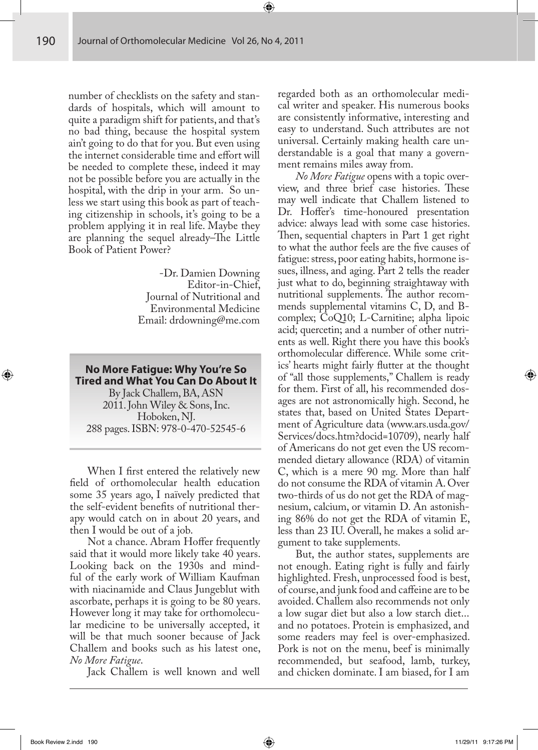number of checklists on the safety and standards of hospitals, which will amount to quite a paradigm shift for patients, and that's no bad thing, because the hospital system ain't going to do that for you. But even using the internet considerable time and effort will be needed to complete these, indeed it may not be possible before you are actually in the hospital, with the drip in your arm. So unless we start using this book as part of teaching citizenship in schools, it's going to be a problem applying it in real life. Maybe they are planning the sequel already–The Little Book of Patient Power?

-Dr. Damien Downing
Editor-in-Chief,
Journal of Nutritional and Environmental Medicine
Email: drdowning@me.com

**No More Fatigue: Why You're So Tired and What You Can Do About It**
By Jack Challem, BA, ASN
2011. John Wiley & Sons, Inc.
Hoboken, NJ.
288 pages. ISBN: 978-0-470-52545-6

When I first entered the relatively new field of orthomolecular health education some 35 years ago, I naïvely predicted that the self-evident benefits of nutritional therapy would catch on in about 20 years, and then I would be out of a job.

Not a chance. Abram Hoffer frequently said that it would more likely take 40 years. Looking back on the 1930s and mindful of the early work of William Kaufman with niacinamide and Claus Jungeblut with ascorbate, perhaps it is going to be 80 years. However long it may take for orthomolecular medicine to be universally accepted, it will be that much sooner because of Jack Challem and books such as his latest one, *No More Fatigue*.

Jack Challem is well known and well regarded both as an orthomolecular medical writer and speaker. His numerous books are consistently informative, interesting and easy to understand. Such attributes are not universal. Certainly making health care understandable is a goal that many a government remains miles away from.

*No More Fatigue* opens with a topic overview, and three brief case histories. These may well indicate that Challem listened to Dr. Hoffer's time-honoured presentation advice: always lead with some case histories. Then, sequential chapters in Part 1 get right to what the author feels are the five causes of fatigue: stress, poor eating habits, hormone issues, illness, and aging. Part 2 tells the reader just what to do, beginning straightaway with nutritional supplements. The author recommends supplemental vitamins C, D, and B-complex; CoQ10; L-Carnitine; alpha lipoic acid; quercetin; and a number of other nutrients as well. Right there you have this book's orthomolecular difference. While some critics' hearts might fairly flutter at the thought of "all those supplements," Challem is ready for them. First of all, his recommended dosages are not astronomically high. Second, he states that, based on United States Department of Agriculture data (www.ars.usda.gov/Services/docs.htm?docid=10709), nearly half of Americans do not get even the US recommended dietary allowance (RDA) of vitamin C, which is a mere 90 mg. More than half do not consume the RDA of vitamin A. Over two-thirds of us do not get the RDA of magnesium, calcium, or vitamin D. An astonishing 86% do not get the RDA of vitamin E, less than 23 IU. Overall, he makes a solid argument to take supplements.

But, the author states, supplements are not enough. Eating right is fully and fairly highlighted. Fresh, unprocessed food is best, of course, and junk food and caffeine are to be avoided. Challem also recommends not only a low sugar diet but also a low starch diet... and no potatoes. Protein is emphasized, and some readers may feel is over-emphasized. Pork is not on the menu, beef is minimally recommended, but seafood, lamb, turkey, and chicken dominate. I am biased, for I am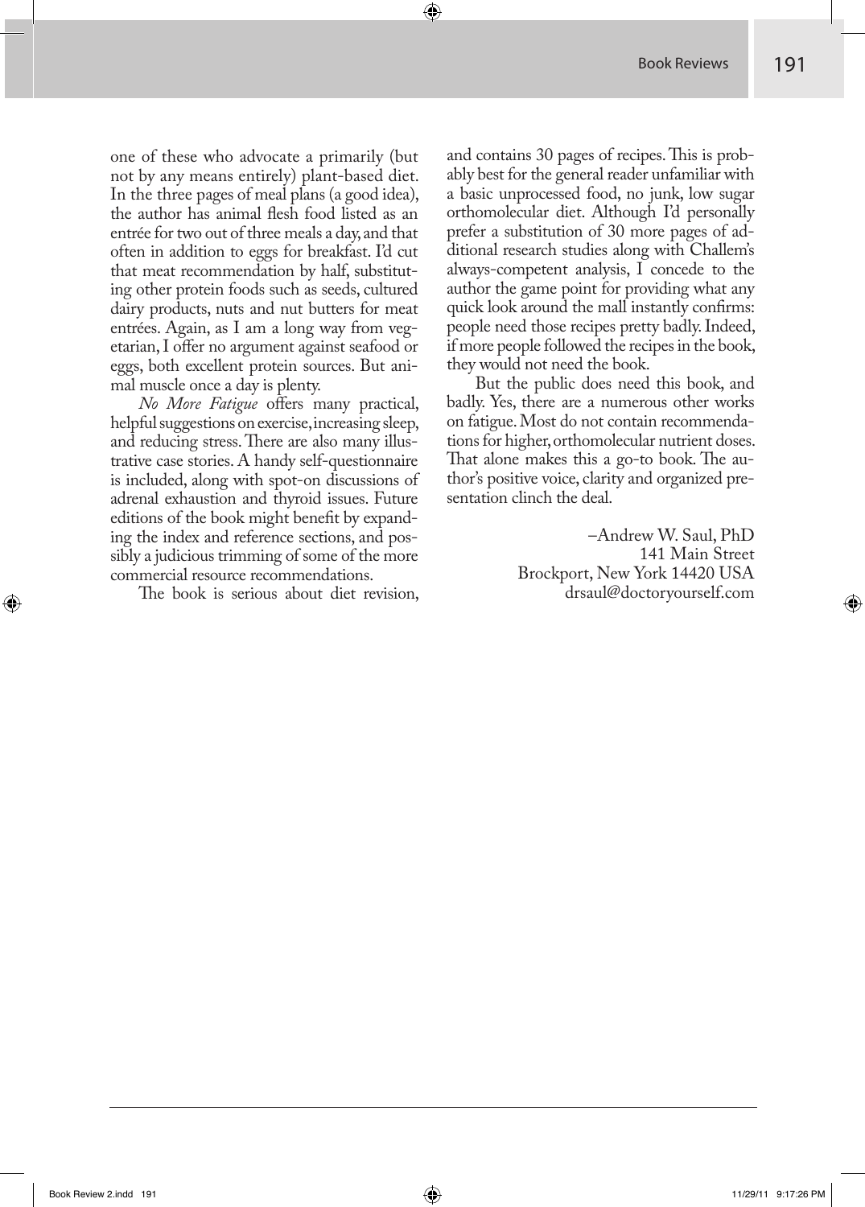one of these who advocate a primarily (but not by any means entirely) plant-based diet. In the three pages of meal plans (a good idea), the author has animal flesh food listed as an entrée for two out of three meals a day, and that often in addition to eggs for breakfast. I'd cut that meat recommendation by half, substituting other protein foods such as seeds, cultured dairy products, nuts and nut butters for meat entrées. Again, as I am a long way from vegetarian, I offer no argument against seafood or eggs, both excellent protein sources. But animal muscle once a day is plenty.

*No More Fatigue* offers many practical, helpful suggestions on exercise, increasing sleep, and reducing stress. There are also many illustrative case stories. A handy self-questionnaire is included, along with spot-on discussions of adrenal exhaustion and thyroid issues. Future editions of the book might benefit by expanding the index and reference sections, and possibly a judicious trimming of some of the more commercial resource recommendations.

The book is serious about diet revision, and contains 30 pages of recipes. This is probably best for the general reader unfamiliar with a basic unprocessed food, no junk, low sugar orthomolecular diet. Although I'd personally prefer a substitution of 30 more pages of additional research studies along with Challem's always-competent analysis, I concede to the author the game point for providing what any quick look around the mall instantly confirms: people need those recipes pretty badly. Indeed, if more people followed the recipes in the book, they would not need the book.

But the public does need this book, and badly. Yes, there are a numerous other works on fatigue. Most do not contain recommendations for higher, orthomolecular nutrient doses. That alone makes this a go-to book. The author's positive voice, clarity and organized presentation clinch the deal.

–Andrew W. Saul, PhD
141 Main Street
Brockport, New York 14420 USA
drsaul@doctoryourself.com